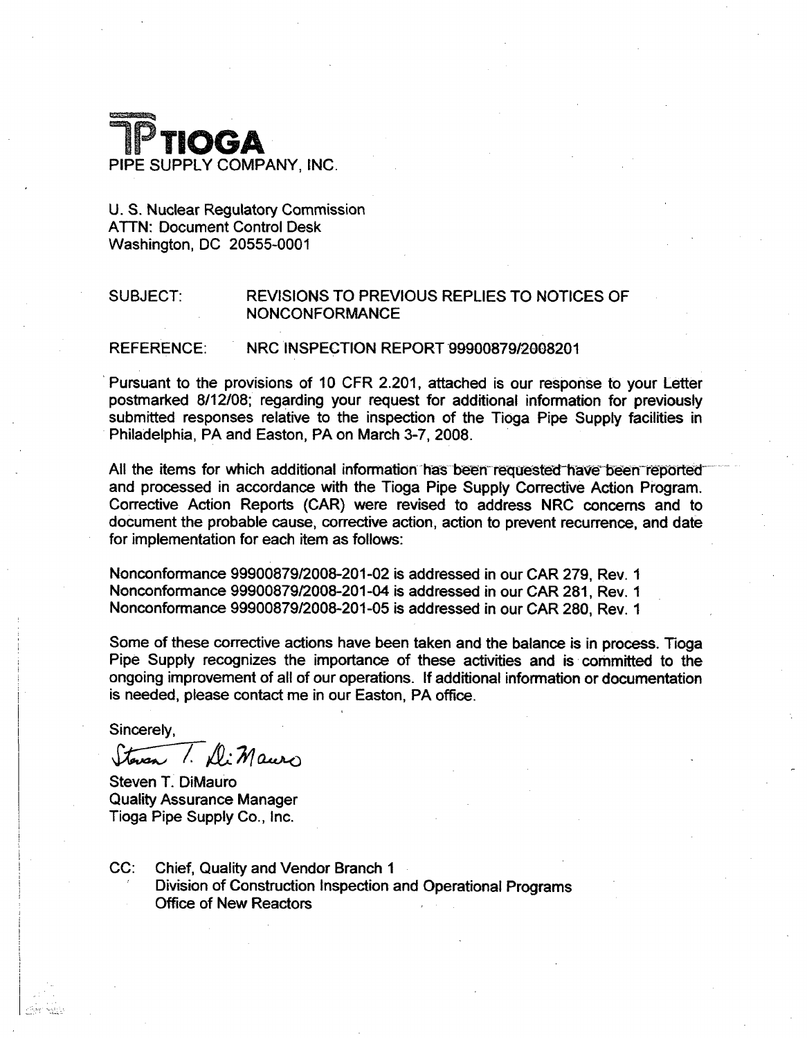# TIOGA

PIPE SUPPLY COMPANY, INC.

U. S. Nuclear Regulatory Commission
ATTN: Document Control Desk
Washington, DC 20555-0001

SUBJECT: REVISIONS TO PREVIOUS REPLIES TO NOTICES OF NONCONFORMANCE

REFERENCE: NRC INSPECTION REPORT 99900879/2008201

Pursuant to the provisions of 10 CFR 2.201, attached is our response to your Letter postmarked 8/12/08; regarding your request for additional information for previously submitted responses relative to the inspection of the Tioga Pipe Supply facilities in Philadelphia, PA and Easton, PA on March 3-7, 2008.

All the items for which additional information has been requested have been reported and processed in accordance with the Tioga Pipe Supply Corrective Action Program. Corrective Action Reports (CAR) were revised to address NRC concerns and to document the probable cause, corrective action, action to prevent recurrence, and date for implementation for each item as follows:

Nonconformance 99900879/2008-201-02 is addressed in our CAR 279, Rev. 1
Nonconformance 99900879/2008-201-04 is addressed in our CAR 281, Rev. 1
Nonconformance 99900879/2008-201-05 is addressed in our CAR 280, Rev. 1

Some of these corrective actions have been taken and the balance is in process. Tioga Pipe Supply recognizes the importance of these activities and is committed to the ongoing improvement of all of our operations. If additional information or documentation is needed, please contact me in our Easton, PA office.

Sincerely,

Steven T. DiMauro

Steven T. DiMauro
Quality Assurance Manager
Tioga Pipe Supply Co., Inc.

CC: Chief, Quality and Vendor Branch 1
Division of Construction Inspection and Operational Programs
Office of New Reactors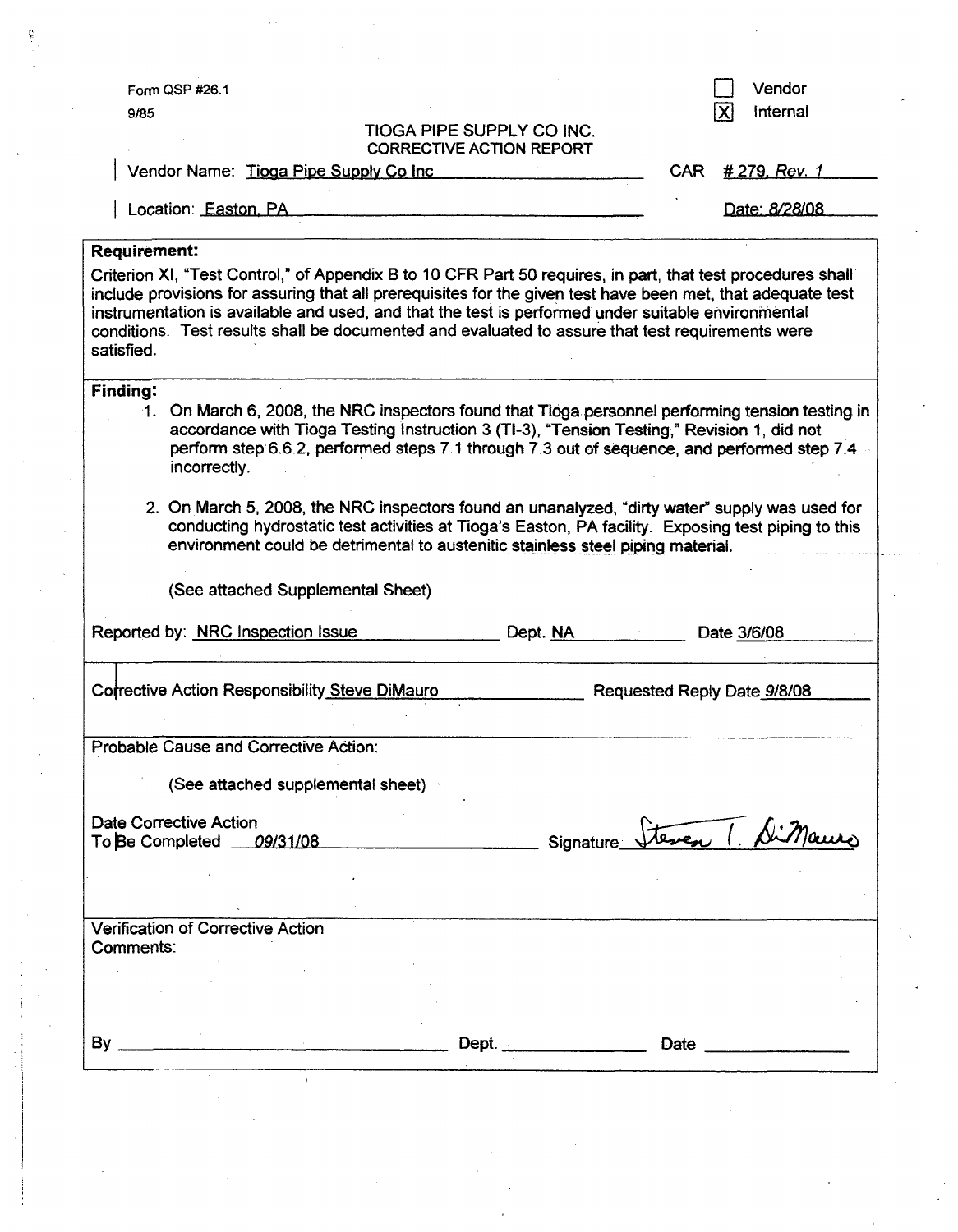Form QSP #26.1

9/85

☐ Vendor
☒ Internal

TIOGA PIPE SUPPLY CO INC.
CORRECTIVE ACTION REPORT

Vendor Name: Tioga Pipe Supply Co Inc — CAR # 279, Rev. 1

Location: Easton, PA — Date: 8/28/08

**Requirement:**

Criterion XI, "Test Control," of Appendix B to 10 CFR Part 50 requires, in part, that test procedures shall include provisions for assuring that all prerequisites for the given test have been met, that adequate test instrumentation is available and used, and that the test is performed under suitable environmental conditions. Test results shall be documented and evaluated to assure that test requirements were satisfied.

**Finding:**

1. On March 6, 2008, the NRC inspectors found that Tioga personnel performing tension testing in accordance with Tioga Testing Instruction 3 (TI-3), "Tension Testing," Revision 1, did not perform step 6.6.2, performed steps 7.1 through 7.3 out of sequence, and performed step 7.4 incorrectly.

2. On March 5, 2008, the NRC inspectors found an unanalyzed, "dirty water" supply was used for conducting hydrostatic test activities at Tioga's Easton, PA facility. Exposing test piping to this environment could be detrimental to austenitic stainless steel piping material.

   (See attached Supplemental Sheet)

Reported by: NRC Inspection Issue — Dept. NA — Date 3/6/08

Corrective Action Responsibility Steve DiMauro — Requested Reply Date 9/8/08

Probable Cause and Corrective Action:

(See attached supplemental sheet)

Date Corrective Action To Be Completed 09/31/08 — Signature: Steven T. DiMauro

Verification of Corrective Action
Comments:

By ______________ Dept. ______________ Date ______________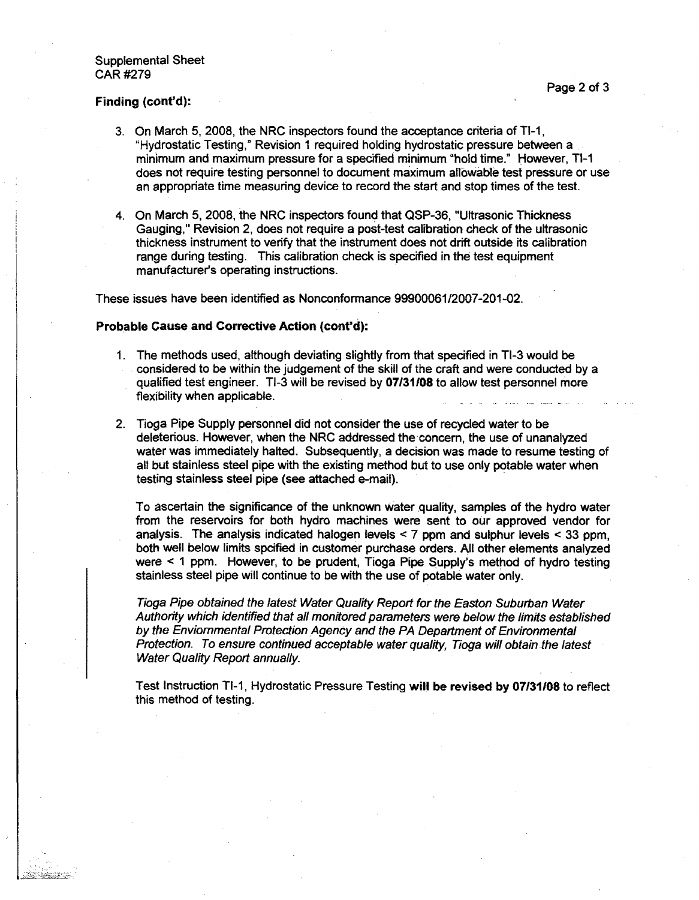Supplemental Sheet
CAR #279

**Finding (cont'd):**

3. On March 5, 2008, the NRC inspectors found the acceptance criteria of TI-1, "Hydrostatic Testing," Revision 1 required holding hydrostatic pressure between a minimum and maximum pressure for a specified minimum "hold time." However, TI-1 does not require testing personnel to document maximum allowable test pressure or use an appropriate time measuring device to record the start and stop times of the test.

4. On March 5, 2008, the NRC inspectors found that QSP-36, "Ultrasonic Thickness Gauging," Revision 2, does not require a post-test calibration check of the ultrasonic thickness instrument to verify that the instrument does not drift outside its calibration range during testing. This calibration check is specified in the test equipment manufacturer's operating instructions.

These issues have been identified as Nonconformance 99900061/2007-201-02.

**Probable Cause and Corrective Action (cont'd):**

1. The methods used, although deviating slightly from that specified in TI-3 would be considered to be within the judgement of the skill of the craft and were conducted by a qualified test engineer. TI-3 will be revised by **07/31/08** to allow test personnel more flexibility when applicable.

2. Tioga Pipe Supply personnel did not consider the use of recycled water to be deleterious. However, when the NRC addressed the concern, the use of unanalyzed water was immediately halted. Subsequently, a decision was made to resume testing of all but stainless steel pipe with the existing method but to use only potable water when testing stainless steel pipe (see attached e-mail).

   To ascertain the significance of the unknown water quality, samples of the hydro water from the reservoirs for both hydro machines were sent to our approved vendor for analysis. The analysis indicated halogen levels < 7 ppm and sulphur levels < 33 ppm, both well below limits spcified in customer purchase orders. All other elements analyzed were < 1 ppm. However, to be prudent, Tioga Pipe Supply's method of hydro testing stainless steel pipe will continue to be with the use of potable water only.

   *Tioga Pipe obtained the latest Water Quality Report for the Easton Suburban Water Authority which identified that all monitored parameters were below the limits established by the Enviornmental Protection Agency and the PA Department of Environmental Protection. To ensure continued acceptable water quality, Tioga will obtain the latest Water Quality Report annually.*

   Test Instruction TI-1, Hydrostatic Pressure Testing **will be revised by 07/31/08** to reflect this method of testing.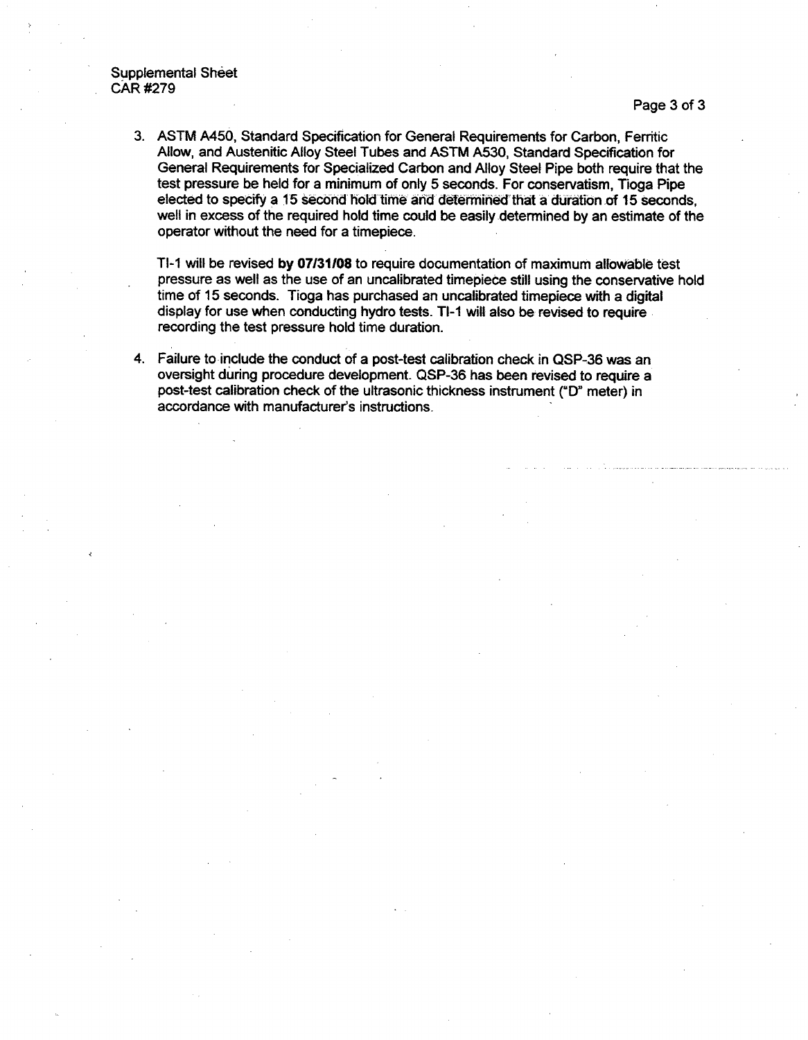Supplemental Sheet
CAR #279

3. ASTM A450, Standard Specification for General Requirements for Carbon, Ferritic Allow, and Austenitic Alloy Steel Tubes and ASTM A530, Standard Specification for General Requirements for Specialized Carbon and Alloy Steel Pipe both require that the test pressure be held for a minimum of only 5 seconds. For conservatism, Tioga Pipe elected to specify a 15 second hold time and determined that a duration of 15 seconds, well in excess of the required hold time could be easily determined by an estimate of the operator without the need for a timepiece.

   TI-1 will be revised **by 07/31/08** to require documentation of maximum allowable test pressure as well as the use of an uncalibrated timepiece still using the conservative hold time of 15 seconds. Tioga has purchased an uncalibrated timepiece with a digital display for use when conducting hydro tests. TI-1 will also be revised to require recording the test pressure hold time duration.

4. Failure to include the conduct of a post-test calibration check in QSP-36 was an oversight during procedure development. QSP-36 has been revised to require a post-test calibration check of the ultrasonic thickness instrument ("D" meter) in accordance with manufacturer's instructions.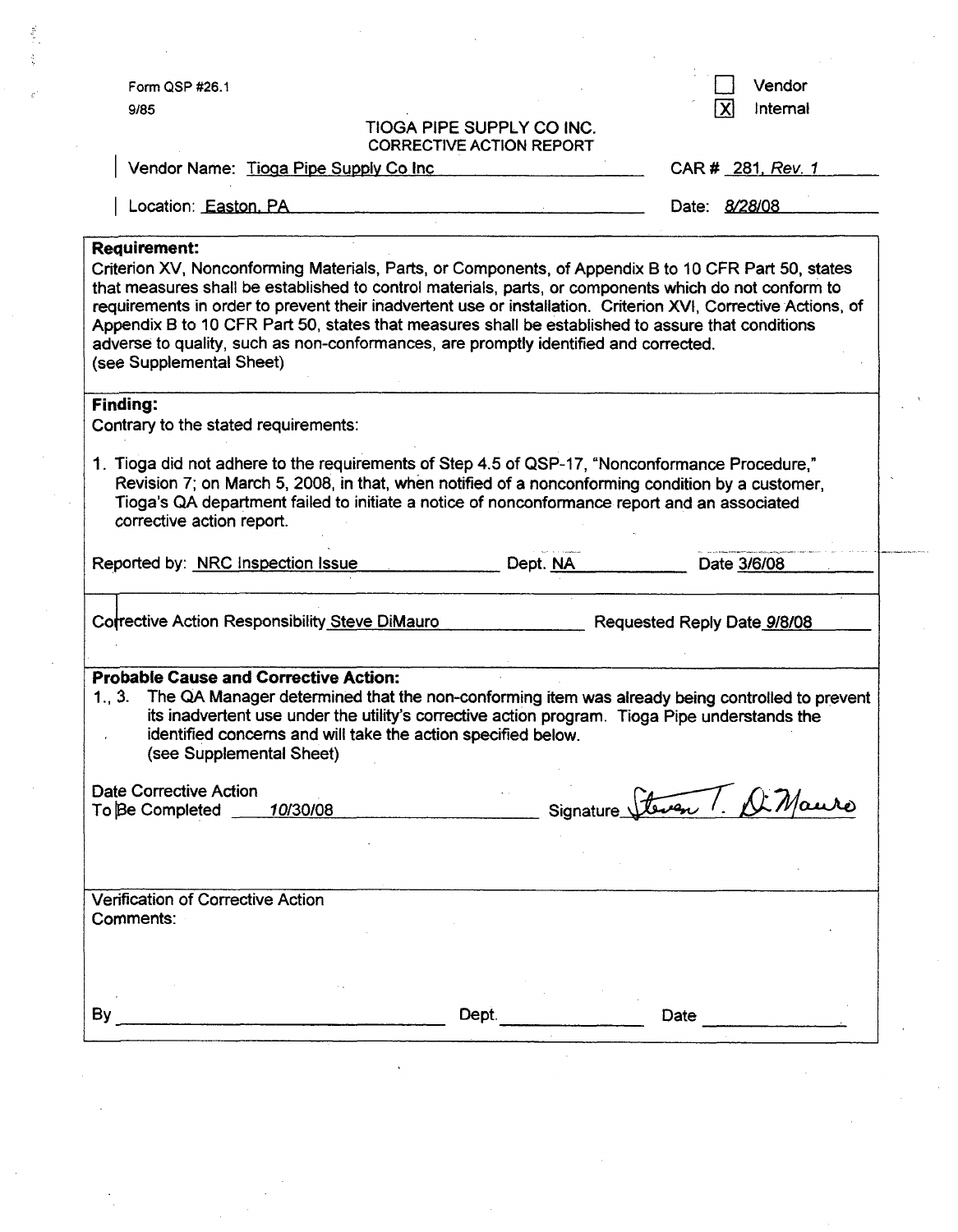Form QSP #26.1

9/85

☐ Vendor
☒ Internal

TIOGA PIPE SUPPLY CO INC.
CORRECTIVE ACTION REPORT

Vendor Name: Tioga Pipe Supply Co Inc

CAR # 281, *Rev. 1*

Location: Easton, PA

Date: *8/28/08*

**Requirement:**

Criterion XV, Nonconforming Materials, Parts, or Components, of Appendix B to 10 CFR Part 50, states that measures shall be established to control materials, parts, or components which do not conform to requirements in order to prevent their inadvertent use or installation. Criterion XVI, Corrective Actions, of Appendix B to 10 CFR Part 50, states that measures shall be established to assure that conditions adverse to quality, such as non-conformances, are promptly identified and corrected.
(see Supplemental Sheet)

**Finding:**

Contrary to the stated requirements:

1. Tioga did not adhere to the requirements of Step 4.5 of QSP-17, "Nonconformance Procedure," Revision 7; on March 5, 2008, in that, when notified of a nonconforming condition by a customer, Tioga's QA department failed to initiate a notice of nonconformance report and an associated corrective action report.

Reported by: NRC Inspection Issue    Dept. NA    Date 3/6/08

Corrective Action Responsibility Steve DiMauro    Requested Reply Date 9/8/08

**Probable Cause and Corrective Action:**

1., 3. The QA Manager determined that the non-conforming item was already being controlled to prevent its inadvertent use under the utility's corrective action program. Tioga Pipe understands the identified concerns and will take the action specified below.
(see Supplemental Sheet)

Date Corrective Action
To Be Completed *10/30/08*    Signature *Steven T. DiMauro*

Verification of Corrective Action
Comments:

By ______________ Dept. ______________ Date ______________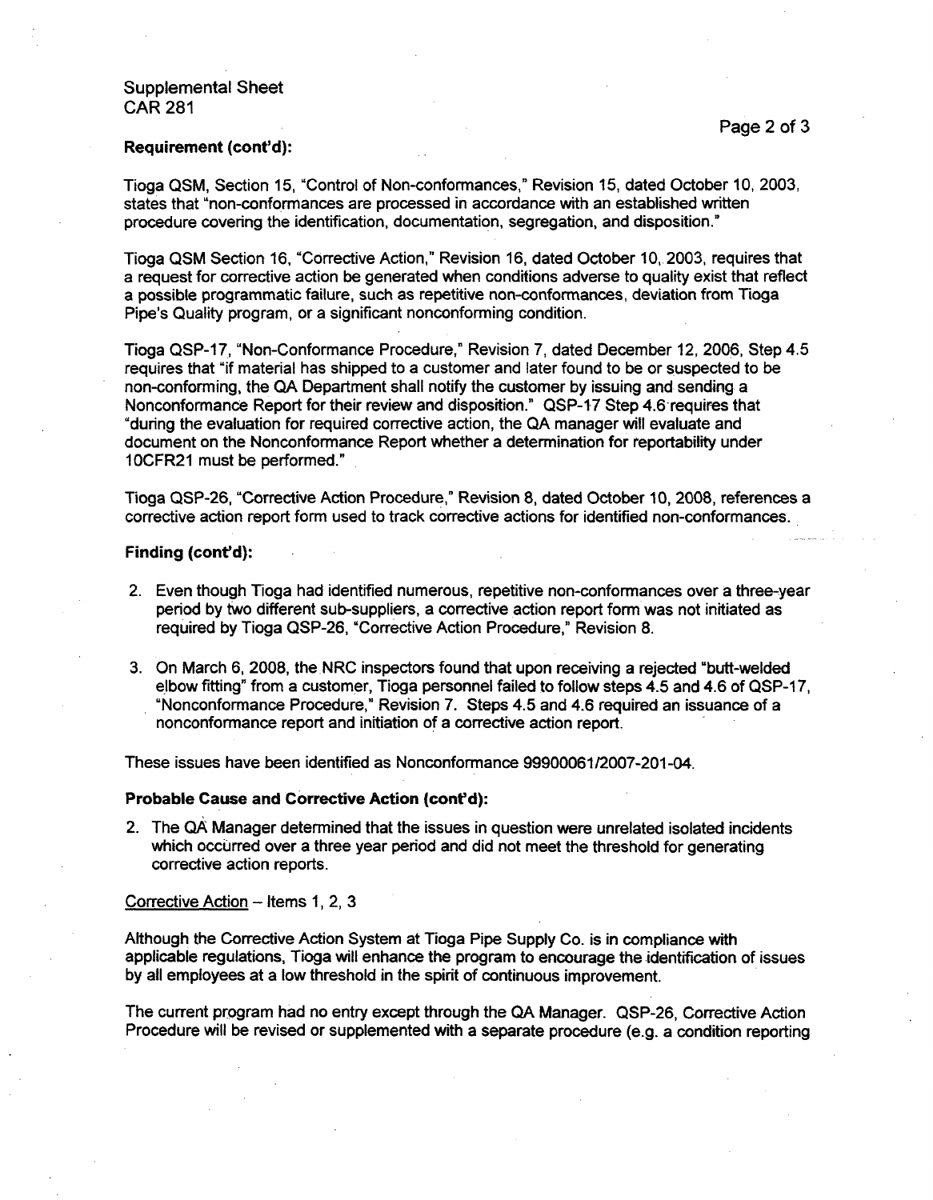Supplemental Sheet
CAR 281

**Requirement (cont'd):**

Tioga QSM, Section 15, "Control of Non-conformances," Revision 15, dated October 10, 2003, states that "non-conformances are processed in accordance with an established written procedure covering the identification, documentation, segregation, and disposition."

Tioga QSM Section 16, "Corrective Action," Revision 16, dated October 10, 2003, requires that a request for corrective action be generated when conditions adverse to quality exist that reflect a possible programmatic failure, such as repetitive non-conformances, deviation from Tioga Pipe's Quality program, or a significant nonconforming condition.

Tioga QSP-17, "Non-Conformance Procedure," Revision 7, dated December 12, 2006, Step 4.5 requires that "if material has shipped to a customer and later found to be or suspected to be non-conforming, the QA Department shall notify the customer by issuing and sending a Nonconformance Report for their review and disposition." QSP-17 Step 4.6 requires that "during the evaluation for required corrective action, the QA manager will evaluate and document on the Nonconformance Report whether a determination for reportability under 10CFR21 must be performed."

Tioga QSP-26, "Corrective Action Procedure," Revision 8, dated October 10, 2008, references a corrective action report form used to track corrective actions for identified non-conformances.

**Finding (cont'd):**

2. Even though Tioga had identified numerous, repetitive non-conformances over a three-year period by two different sub-suppliers, a corrective action report form was not initiated as required by Tioga QSP-26, "Corrective Action Procedure," Revision 8.

3. On March 6, 2008, the NRC inspectors found that upon receiving a rejected "butt-welded elbow fitting" from a customer, Tioga personnel failed to follow steps 4.5 and 4.6 of QSP-17, "Nonconformance Procedure," Revision 7. Steps 4.5 and 4.6 required an issuance of a nonconformance report and initiation of a corrective action report.

These issues have been identified as Nonconformance 99900061/2007-201-04.

**Probable Cause and Corrective Action (cont'd):**

2. The QA Manager determined that the issues in question were unrelated isolated incidents which occurred over a three year period and did not meet the threshold for generating corrective action reports.

Corrective Action – Items 1, 2, 3

Although the Corrective Action System at Tioga Pipe Supply Co. is in compliance with applicable regulations, Tioga will enhance the program to encourage the identification of issues by all employees at a low threshold in the spirit of continuous improvement.

The current program had no entry except through the QA Manager. QSP-26, Corrective Action Procedure will be revised or supplemented with a separate procedure (e.g. a condition reporting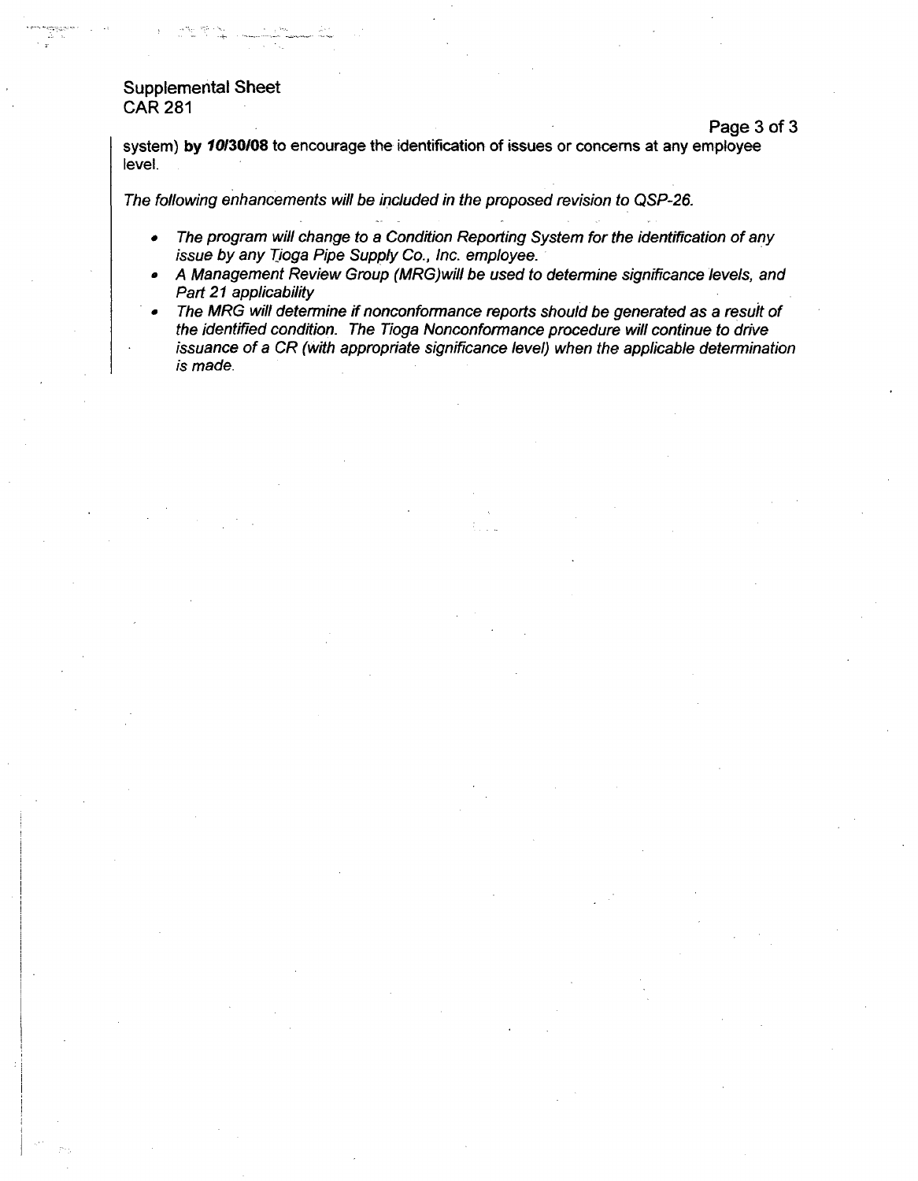Supplemental Sheet
CAR 281

system) **by *10/30/08*** to encourage the identification of issues or concerns at any employee level.

*The following enhancements will be included in the proposed revision to QSP-26.*

- *The program will change to a Condition Reporting System for the identification of any issue by any Tioga Pipe Supply Co., Inc. employee.*
- *A Management Review Group (MRG)will be used to determine significance levels, and Part 21 applicability*
- *The MRG will determine if nonconformance reports should be generated as a result of the identified condition. The Tioga Nonconformance procedure will continue to drive issuance of a CR (with appropriate significance level) when the applicable determination is made.*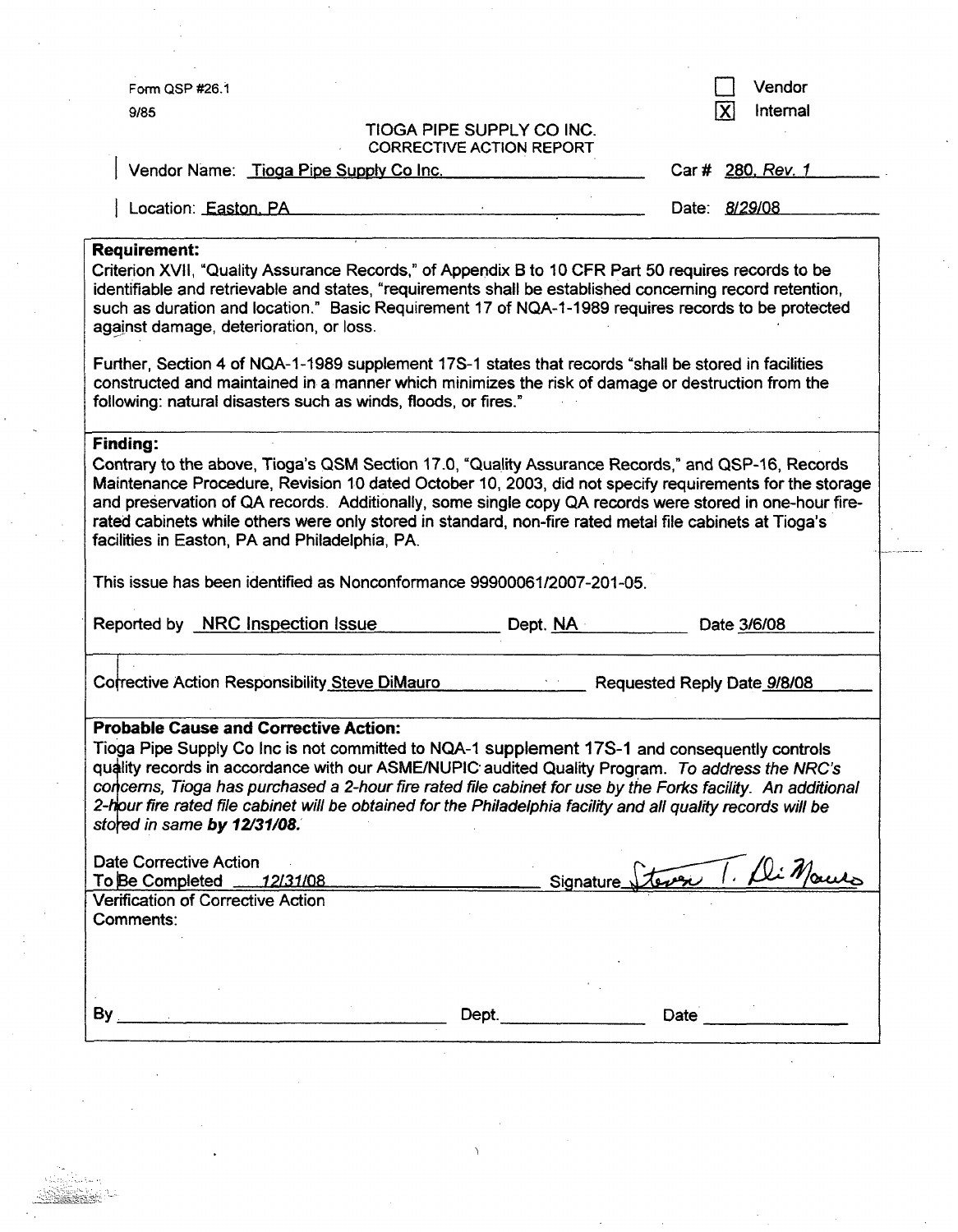Form QSP #26.1

9/85

☐ Vendor
☒ Internal

TIOGA PIPE SUPPLY CO INC.
CORRECTIVE ACTION REPORT

Vendor Name: Tioga Pipe Supply Co Inc.    Car # 280, *Rev. 1*

Location: Easton, PA    Date: *8/29/08*

**Requirement:**

Criterion XVII, "Quality Assurance Records," of Appendix B to 10 CFR Part 50 requires records to be identifiable and retrievable and states, "requirements shall be established concerning record retention, such as duration and location." Basic Requirement 17 of NQA-1-1989 requires records to be protected against damage, deterioration, or loss.

Further, Section 4 of NQA-1-1989 supplement 17S-1 states that records "shall be stored in facilities constructed and maintained in a manner which minimizes the risk of damage or destruction from the following: natural disasters such as winds, floods, or fires."

**Finding:**

Contrary to the above, Tioga's QSM Section 17.0, "Quality Assurance Records," and QSP-16, Records Maintenance Procedure, Revision 10 dated October 10, 2003, did not specify requirements for the storage and preservation of QA records. Additionally, some single copy QA records were stored in one-hour fire-rated cabinets while others were only stored in standard, non-fire rated metal file cabinets at Tioga's facilities in Easton, PA and Philadelphia, PA.

This issue has been identified as Nonconformance 99900061/2007-201-05.

Reported by NRC Inspection Issue    Dept. NA    Date 3/6/08

Corrective Action Responsibility Steve DiMauro    Requested Reply Date 9/8/08

**Probable Cause and Corrective Action:**

Tioga Pipe Supply Co Inc is not committed to NQA-1 supplement 17S-1 and consequently controls quality records in accordance with our ASME/NUPIC audited Quality Program. *To address the NRC's concerns, Tioga has purchased a 2-hour fire rated file cabinet for use by the Forks facility. An additional 2-hour fire rated file cabinet will be obtained for the Philadelphia facility and all quality records will be stored in same* ***by 12/31/08.***

Date Corrective Action To Be Completed *12/31/08*    Signature Steven T. DiMauro

Verification of Corrective Action Comments:

By ____________    Dept. ____________    Date ____________